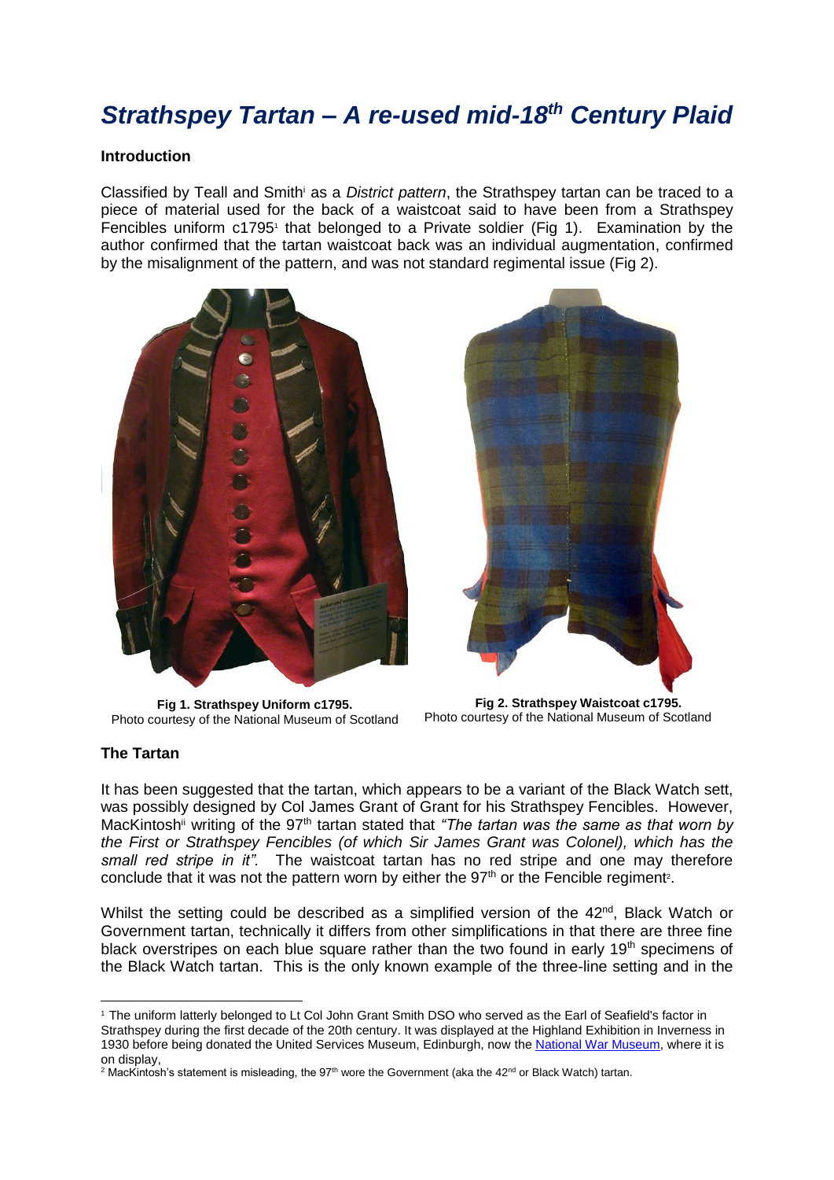# *Strathspey Tartan – A re-used mid-18th Century Plaid*

**Introduction**

Classified by Teall and Smith[i] as a *District pattern*, the Strathspey tartan can be traced to a piece of material used for the back of a waistcoat said to have been from a Strathspey Fencibles uniform c1795[1] that belonged to a Private soldier (Fig 1). Examination by the author confirmed that the tartan waistcoat back was an individual augmentation, confirmed by the misalignment of the pattern, and was not standard regimental issue (Fig 2).

**Fig 1. Strathspey Uniform c1795.**
Photo courtesy of the National Museum of Scotland

**Fig 2. Strathspey Waistcoat c1795.**
Photo courtesy of the National Museum of Scotland

**The Tartan**

It has been suggested that the tartan, which appears to be a variant of the Black Watch sett, was possibly designed by Col James Grant of Grant for his Strathspey Fencibles. However, MacKintosh[ii] writing of the 97th tartan stated that *"The tartan was the same as that worn by the First or Strathspey Fencibles (of which Sir James Grant was Colonel), which has the small red stripe in it".* The waistcoat tartan has no red stripe and one may therefore conclude that it was not the pattern worn by either the 97th or the Fencible regiment[2].

Whilst the setting could be described as a simplified version of the 42nd, Black Watch or Government tartan, technically it differs from other simplifications in that there are three fine black overstripes on each blue square rather than the two found in early 19th specimens of the Black Watch tartan. This is the only known example of the three-line setting and in the

---

[1] The uniform latterly belonged to Lt Col John Grant Smith DSO who served as the Earl of Seafield's factor in Strathspey during the first decade of the 20th century. It was displayed at the Highland Exhibition in Inverness in 1930 before being donated the United Services Museum, Edinburgh, now the National War Museum, where it is on display,

[2] MacKintosh's statement is misleading, the 97th wore the Government (aka the 42nd or Black Watch) tartan.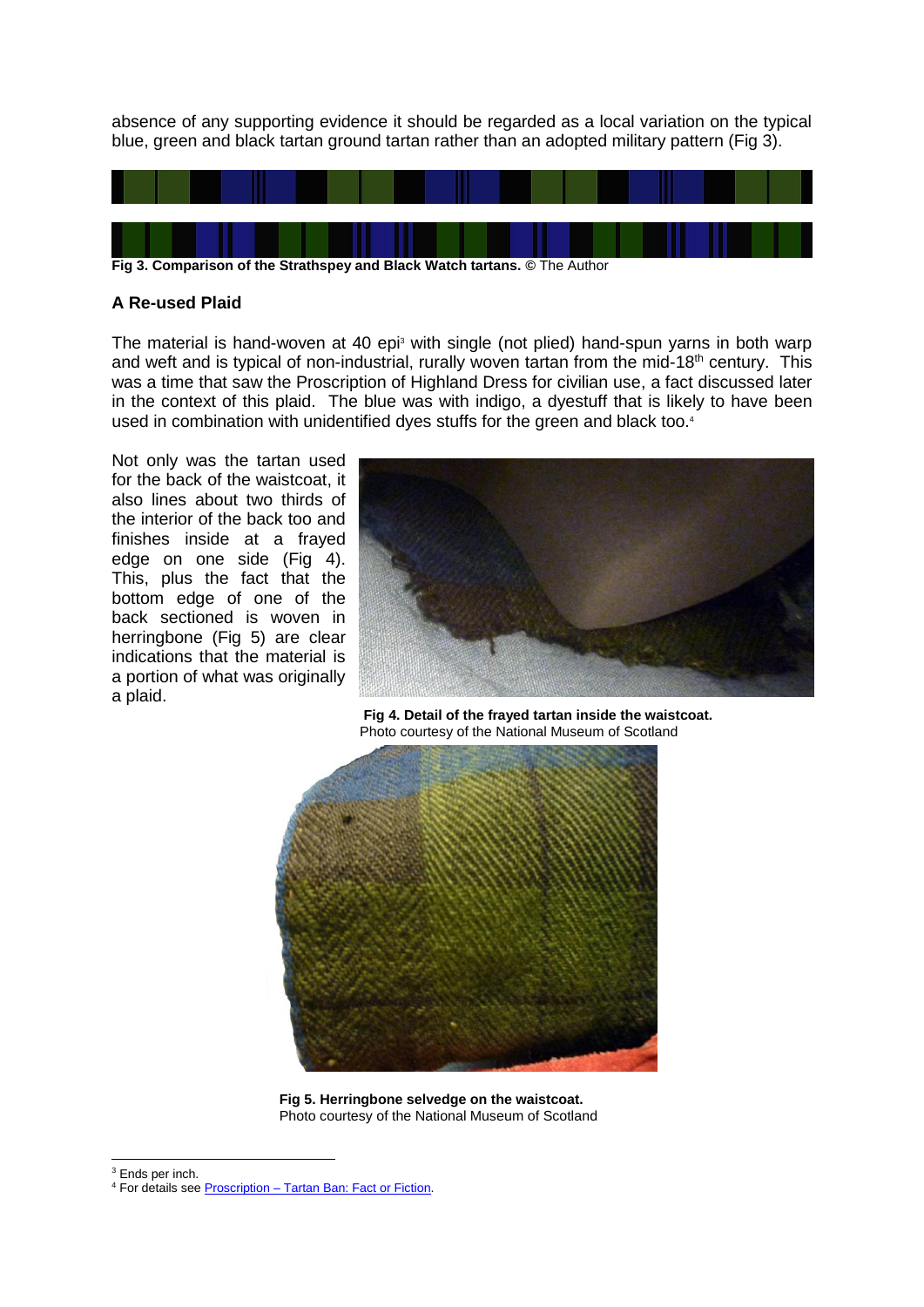absence of any supporting evidence it should be regarded as a local variation on the typical blue, green and black tartan ground tartan rather than an adopted military pattern (Fig 3).

**Fig 3. Comparison of the Strathspey and Black Watch tartans.** © The Author

## A Re-used Plaid

The material is hand-woven at 40 epi[3] with single (not plied) hand-spun yarns in both warp and weft and is typical of non-industrial, rurally woven tartan from the mid-18th century. This was a time that saw the Proscription of Highland Dress for civilian use, a fact discussed later in the context of this plaid. The blue was with indigo, a dyestuff that is likely to have been used in combination with unidentified dyes stuffs for the green and black too.[4]

Not only was the tartan used for the back of the waistcoat, it also lines about two thirds of the interior of the back too and finishes inside at a frayed edge on one side (Fig 4). This, plus the fact that the bottom edge of one of the back sectioned is woven in herringbone (Fig 5) are clear indications that the material is a portion of what was originally a plaid.

**Fig 4. Detail of the frayed tartan inside the waistcoat.** Photo courtesy of the National Museum of Scotland

**Fig 5. Herringbone selvedge on the waistcoat.** Photo courtesy of the National Museum of Scotland

---

[3] Ends per inch.

[4] For details see Proscription – Tartan Ban: Fact or Fiction.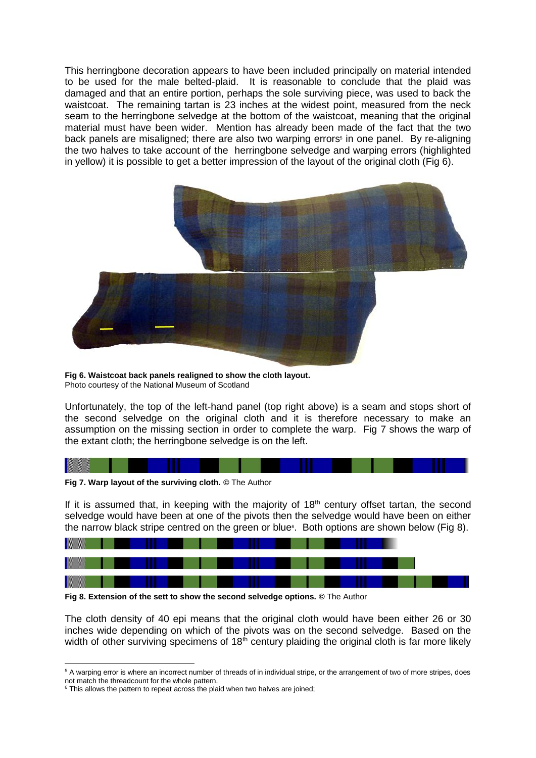This herringbone decoration appears to have been included principally on material intended to be used for the male belted-plaid. It is reasonable to conclude that the plaid was damaged and that an entire portion, perhaps the sole surviving piece, was used to back the waistcoat. The remaining tartan is 23 inches at the widest point, measured from the neck seam to the herringbone selvedge at the bottom of the waistcoat, meaning that the original material must have been wider. Mention has already been made of the fact that the two back panels are misaligned; there are also two warping errors[5] in one panel. By re-aligning the two halves to take account of the herringbone selvedge and warping errors (highlighted in yellow) it is possible to get a better impression of the layout of the original cloth (Fig 6).

**Fig 6. Waistcoat back panels realigned to show the cloth layout.**
Photo courtesy of the National Museum of Scotland

Unfortunately, the top of the left-hand panel (top right above) is a seam and stops short of the second selvedge on the original cloth and it is therefore necessary to make an assumption on the missing section in order to complete the warp. Fig 7 shows the warp of the extant cloth; the herringbone selvedge is on the left.

**Fig 7. Warp layout of the surviving cloth.** © The Author

If it is assumed that, in keeping with the majority of 18th century offset tartan, the second selvedge would have been at one of the pivots then the selvedge would have been on either the narrow black stripe centred on the green or blue[6]. Both options are shown below (Fig 8).

**Fig 8. Extension of the sett to show the second selvedge options.** © The Author

The cloth density of 40 epi means that the original cloth would have been either 26 or 30 inches wide depending on which of the pivots was on the second selvedge. Based on the width of other surviving specimens of 18th century plaiding the original cloth is far more likely

---

[5] A warping error is where an incorrect number of threads of in individual stripe, or the arrangement of two of more stripes, does not match the threadcount for the whole pattern.

[6] This allows the pattern to repeat across the plaid when two halves are joined;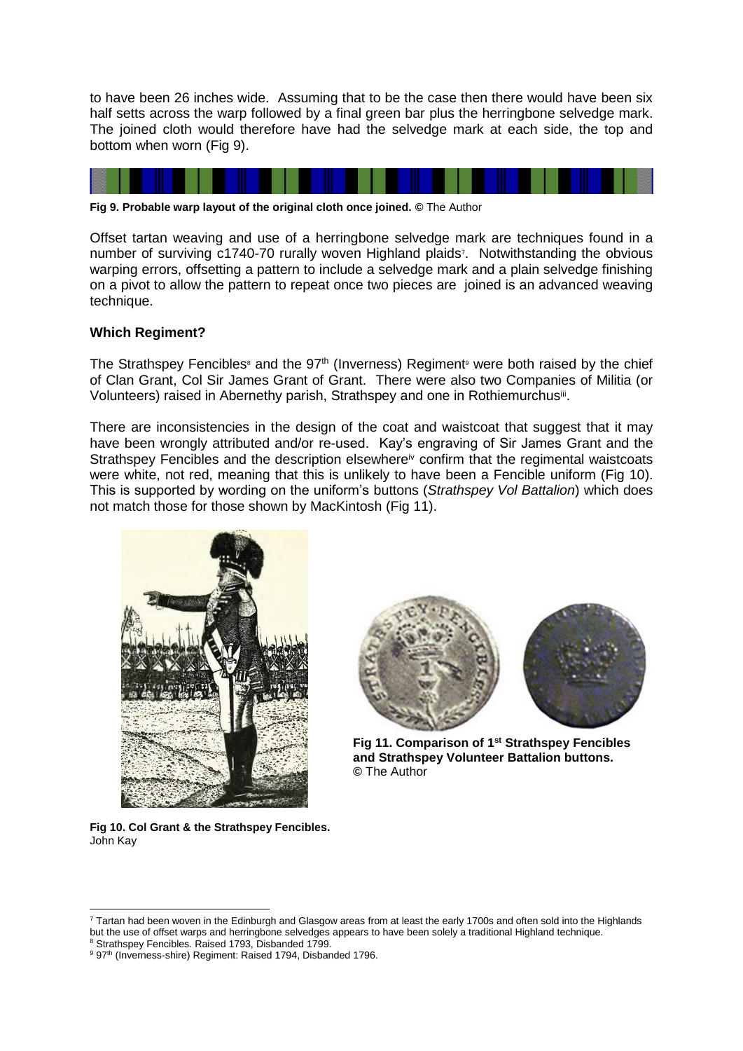to have been 26 inches wide. Assuming that to be the case then there would have been six half setts across the warp followed by a final green bar plus the herringbone selvedge mark. The joined cloth would therefore have had the selvedge mark at each side, the top and bottom when worn (Fig 9).

**Fig 9. Probable warp layout of the original cloth once joined.** © The Author

Offset tartan weaving and use of a herringbone selvedge mark are techniques found in a number of surviving c1740-70 rurally woven Highland plaids[7]. Notwithstanding the obvious warping errors, offsetting a pattern to include a selvedge mark and a plain selvedge finishing on a pivot to allow the pattern to repeat once two pieces are joined is an advanced weaving technique.

**Which Regiment?**

The Strathspey Fencibles[8] and the 97th (Inverness) Regiment[9] were both raised by the chief of Clan Grant, Col Sir James Grant of Grant. There were also two Companies of Militia (or Volunteers) raised in Abernethy parish, Strathspey and one in Rothiemurchus[iii].

There are inconsistencies in the design of the coat and waistcoat that suggest that it may have been wrongly attributed and/or re-used. Kay's engraving of Sir James Grant and the Strathspey Fencibles and the description elsewhere[iv] confirm that the regimental waistcoats were white, not red, meaning that this is unlikely to have been a Fencible uniform (Fig 10). This is supported by wording on the uniform's buttons (*Strathspey Vol Battalion*) which does not match those for those shown by MacKintosh (Fig 11).

**Fig 10. Col Grant & the Strathspey Fencibles.** John Kay

**Fig 11. Comparison of 1st Strathspey Fencibles and Strathspey Volunteer Battalion buttons.** © The Author

---

[7] Tartan had been woven in the Edinburgh and Glasgow areas from at least the early 1700s and often sold into the Highlands but the use of offset warps and herringbone selvedges appears to have been solely a traditional Highland technique.

[8] Strathspey Fencibles. Raised 1793, Disbanded 1799.

[9] 97th (Inverness-shire) Regiment: Raised 1794, Disbanded 1796.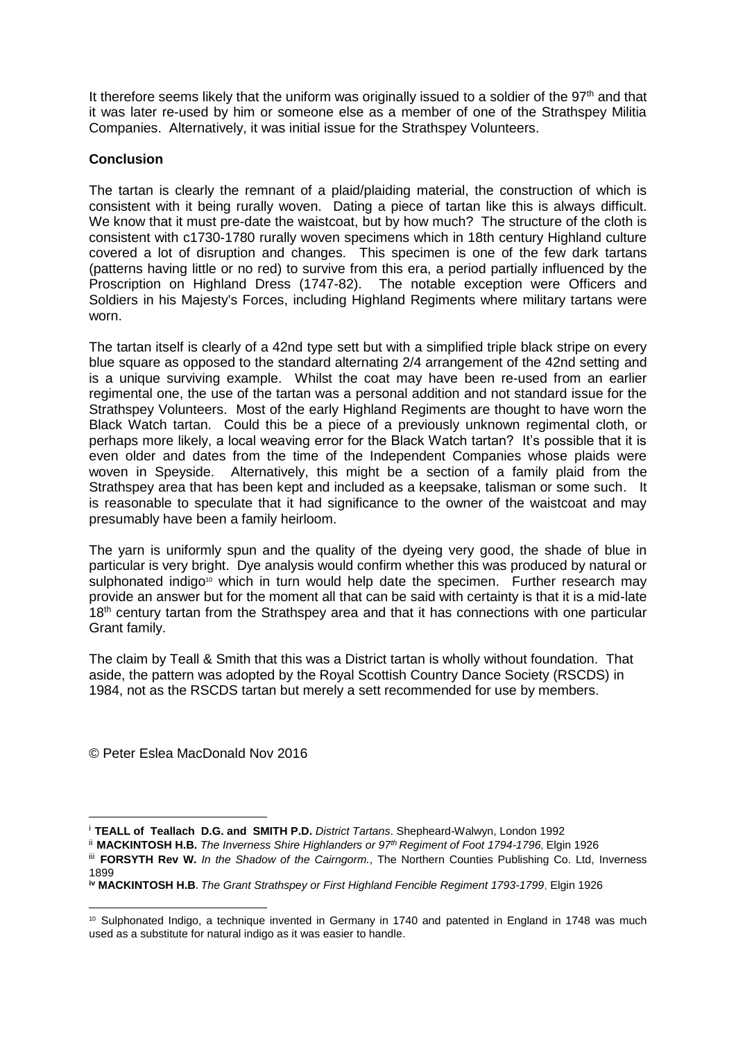It therefore seems likely that the uniform was originally issued to a soldier of the 97th and that it was later re-used by him or someone else as a member of one of the Strathspey Militia Companies. Alternatively, it was initial issue for the Strathspey Volunteers.

**Conclusion**

The tartan is clearly the remnant of a plaid/plaiding material, the construction of which is consistent with it being rurally woven. Dating a piece of tartan like this is always difficult. We know that it must pre-date the waistcoat, but by how much? The structure of the cloth is consistent with c1730-1780 rurally woven specimens which in 18th century Highland culture covered a lot of disruption and changes. This specimen is one of the few dark tartans (patterns having little or no red) to survive from this era, a period partially influenced by the Proscription on Highland Dress (1747-82). The notable exception were Officers and Soldiers in his Majesty's Forces, including Highland Regiments where military tartans were worn.

The tartan itself is clearly of a 42nd type sett but with a simplified triple black stripe on every blue square as opposed to the standard alternating 2/4 arrangement of the 42nd setting and is a unique surviving example. Whilst the coat may have been re-used from an earlier regimental one, the use of the tartan was a personal addition and not standard issue for the Strathspey Volunteers. Most of the early Highland Regiments are thought to have worn the Black Watch tartan. Could this be a piece of a previously unknown regimental cloth, or perhaps more likely, a local weaving error for the Black Watch tartan? It's possible that it is even older and dates from the time of the Independent Companies whose plaids were woven in Speyside. Alternatively, this might be a section of a family plaid from the Strathspey area that has been kept and included as a keepsake, talisman or some such. It is reasonable to speculate that it had significance to the owner of the waistcoat and may presumably have been a family heirloom.

The yarn is uniformly spun and the quality of the dyeing very good, the shade of blue in particular is very bright. Dye analysis would confirm whether this was produced by natural or sulphonated indigo[10] which in turn would help date the specimen. Further research may provide an answer but for the moment all that can be said with certainty is that it is a mid-late 18th century tartan from the Strathspey area and that it has connections with one particular Grant family.

The claim by Teall & Smith that this was a District tartan is wholly without foundation. That aside, the pattern was adopted by the Royal Scottish Country Dance Society (RSCDS) in 1984, not as the RSCDS tartan but merely a sett recommended for use by members.

© Peter Eslea MacDonald Nov 2016

---

[i] **TEALL of Teallach D.G. and SMITH P.D.** *District Tartans*. Shepheard-Walwyn, London 1992

[ii] **MACKINTOSH H.B.** *The Inverness Shire Highlanders or 97th Regiment of Foot 1794-1796*, Elgin 1926

[iii] **FORSYTH Rev W.** *In the Shadow of the Cairngorm.*, The Northern Counties Publishing Co. Ltd, Inverness 1899

[iv] **MACKINTOSH H.B**. *The Grant Strathspey or First Highland Fencible Regiment 1793-1799*, Elgin 1926

[10] Sulphonated Indigo, a technique invented in Germany in 1740 and patented in England in 1748 was much used as a substitute for natural indigo as it was easier to handle.